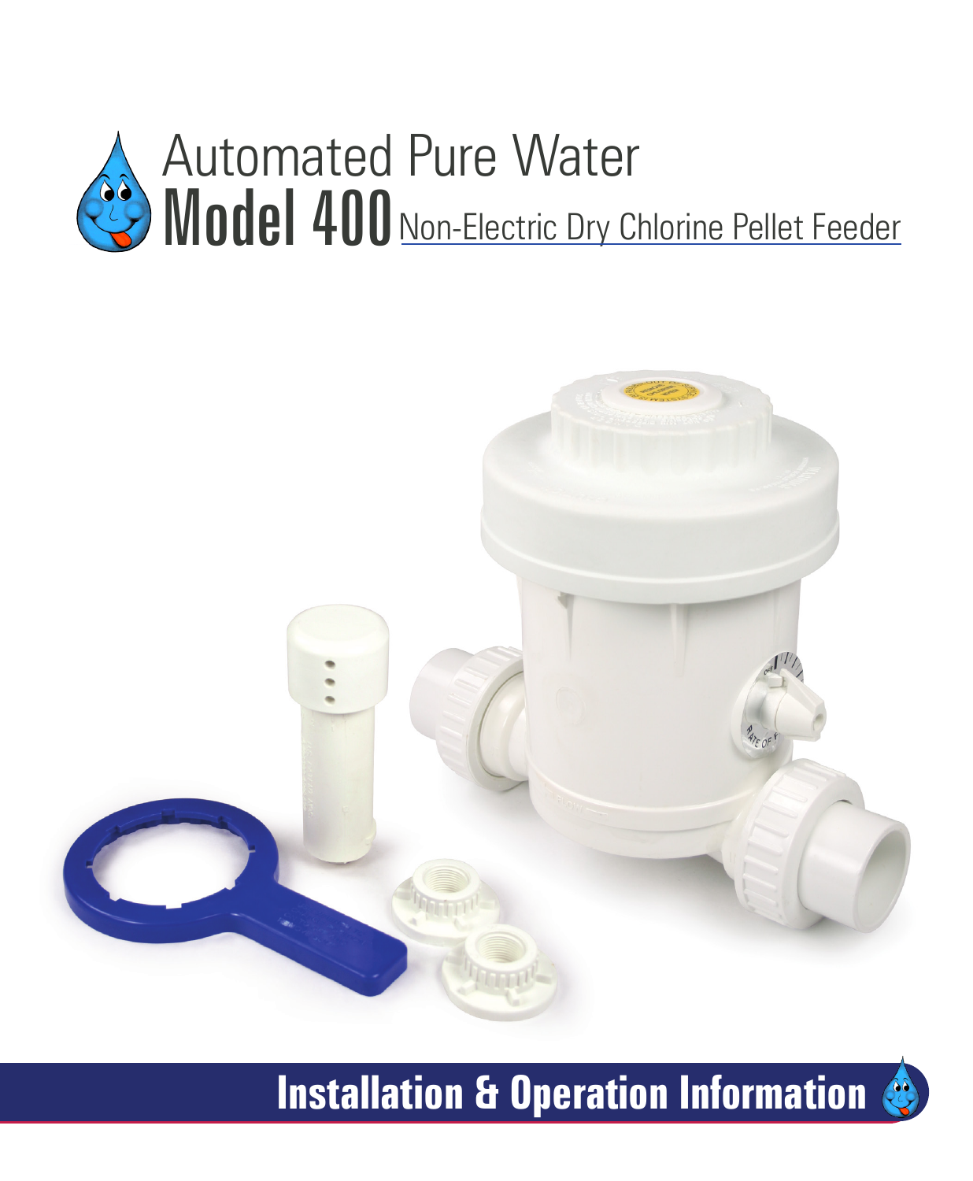# Automated Pure Water

# Model 400 Non-Electric Dry Chlorine Pellet Feeder

## Installation & Operation Information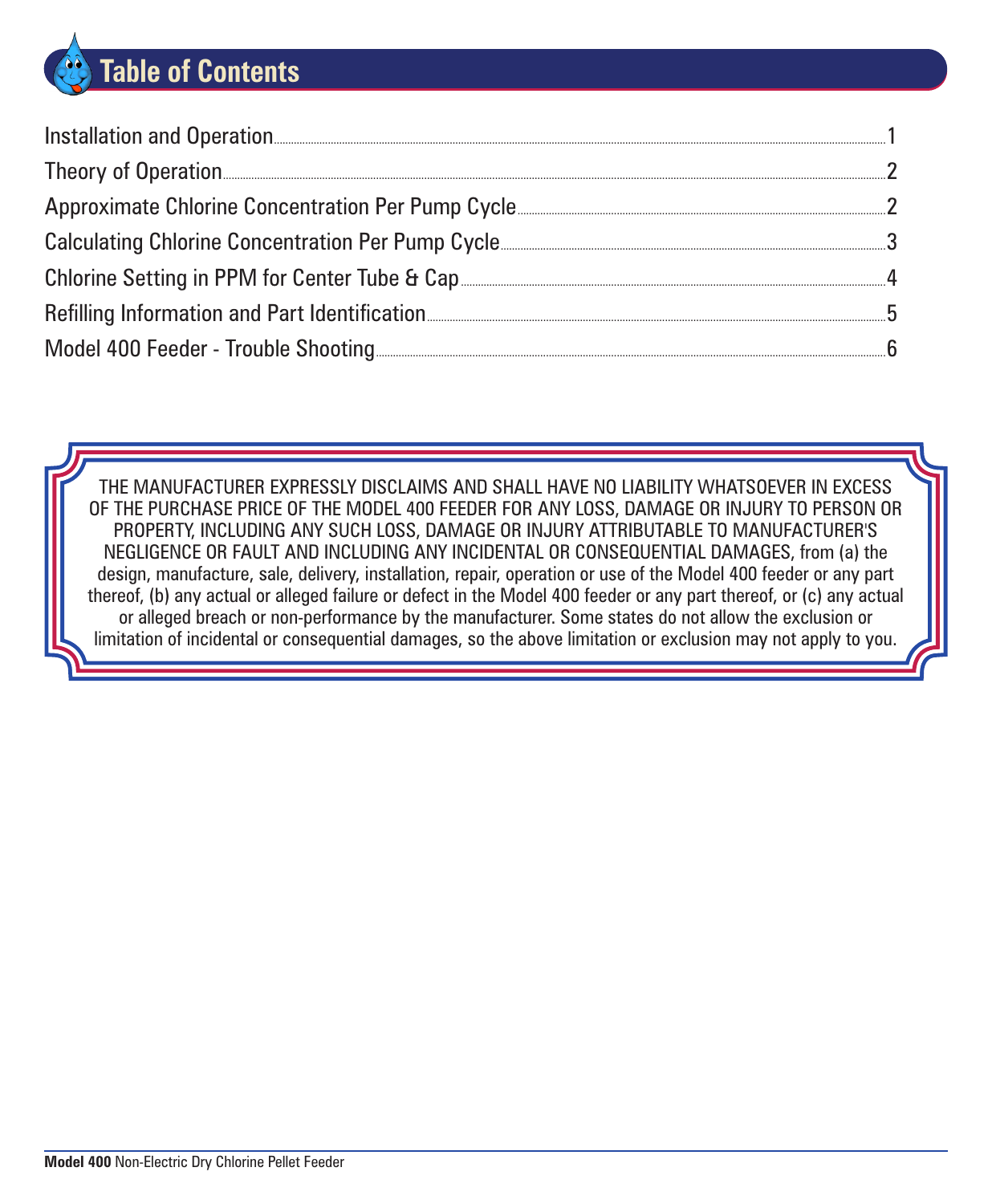# Table of Contents

| | |
|---|---|
| Installation and Operation | 1 |
| Theory of Operation | 2 |
| Approximate Chlorine Concentration Per Pump Cycle | 2 |
| Calculating Chlorine Concentration Per Pump Cycle | 3 |
| Chlorine Setting in PPM for Center Tube & Cap | 4 |
| Refilling Information and Part Identification | 5 |
| Model 400 Feeder - Trouble Shooting | 6 |

THE MANUFACTURER EXPRESSLY DISCLAIMS AND SHALL HAVE NO LIABILITY WHATSOEVER IN EXCESS OF THE PURCHASE PRICE OF THE MODEL 400 FEEDER FOR ANY LOSS, DAMAGE OR INJURY TO PERSON OR PROPERTY, INCLUDING ANY SUCH LOSS, DAMAGE OR INJURY ATTRIBUTABLE TO MANUFACTURER'S NEGLIGENCE OR FAULT AND INCLUDING ANY INCIDENTAL OR CONSEQUENTIAL DAMAGES, from (a) the design, manufacture, sale, delivery, installation, repair, operation or use of the Model 400 feeder or any part thereof, (b) any actual or alleged failure or defect in the Model 400 feeder or any part thereof, or (c) any actual or alleged breach or non-performance by the manufacturer. Some states do not allow the exclusion or limitation of incidental or consequential damages, so the above limitation or exclusion may not apply to you.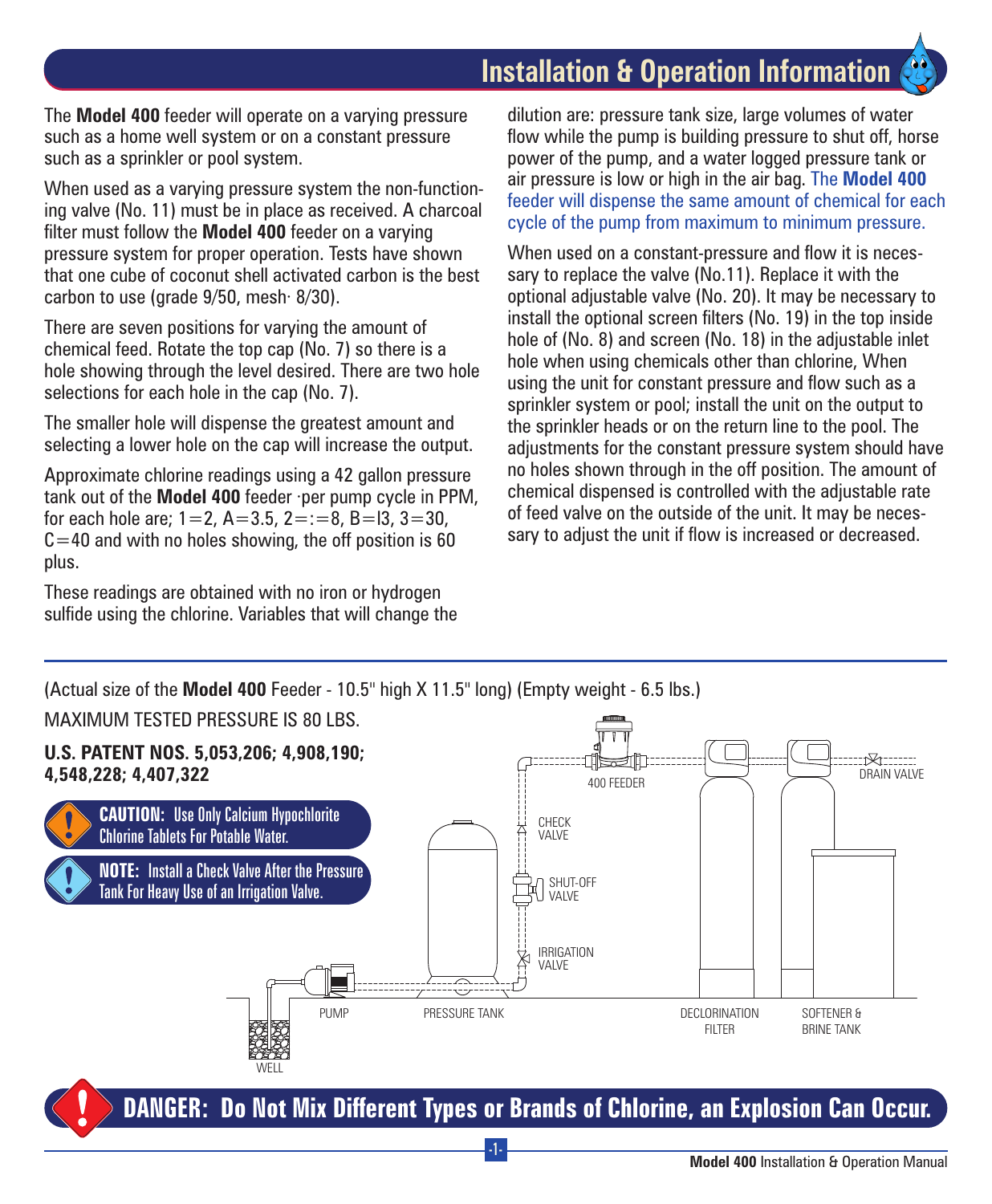# Installation & Operation Information

The **Model 400** feeder will operate on a varying pressure such as a home well system or on a constant pressure such as a sprinkler or pool system.

When used as a varying pressure system the non-functioning valve (No. 11) must be in place as received. A charcoal filter must follow the **Model 400** feeder on a varying pressure system for proper operation. Tests have shown that one cube of coconut shell activated carbon is the best carbon to use (grade 9/50, mesh· 8/30).

There are seven positions for varying the amount of chemical feed. Rotate the top cap (No. 7) so there is a hole showing through the level desired. There are two hole selections for each hole in the cap (No. 7).

The smaller hole will dispense the greatest amount and selecting a lower hole on the cap will increase the output.

Approximate chlorine readings using a 42 gallon pressure tank out of the **Model 400** feeder ·per pump cycle in PPM, for each hole are; 1=2, A=3.5, 2=:=8, B=l3, 3=30, C=40 and with no holes showing, the off position is 60 plus.

These readings are obtained with no iron or hydrogen sulfide using the chlorine. Variables that will change the dilution are: pressure tank size, large volumes of water flow while the pump is building pressure to shut off, horse power of the pump, and a water logged pressure tank or air pressure is low or high in the air bag. The **Model 400** feeder will dispense the same amount of chemical for each cycle of the pump from maximum to minimum pressure.

When used on a constant-pressure and flow it is necessary to replace the valve (No.11). Replace it with the optional adjustable valve (No. 20). It may be necessary to install the optional screen filters (No. 19) in the top inside hole of (No. 8) and screen (No. 18) in the adjustable inlet hole when using chemicals other than chlorine, When using the unit for constant pressure and flow such as a sprinkler system or pool; install the unit on the output to the sprinkler heads or on the return line to the pool. The adjustments for the constant pressure system should have no holes shown through in the off position. The amount of chemical dispensed is controlled with the adjustable rate of feed valve on the outside of the unit. It may be necessary to adjust the unit if flow is increased or decreased.

(Actual size of the **Model 400** Feeder - 10.5" high X 11.5" long) (Empty weight - 6.5 lbs.)

MAXIMUM TESTED PRESSURE IS 80 LBS.

**U.S. PATENT NOS. 5,053,206; 4,908,190; 4,548,228; 4,407,322**

**CAUTION:** Use Only Calcium Hypochlorite Chlorine Tablets For Potable Water.

**NOTE:** Install a Check Valve After the Pressure Tank For Heavy Use of an Irrigation Valve.

400 FEEDER, DRAIN VALVE, CHECK VALVE, SHUT-OFF VALVE, IRRIGATION VALVE, PUMP, PRESSURE TANK, DECLORINATION FILTER, SOFTENER & BRINE TANK, WELL

**DANGER: Do Not Mix Different Types or Brands of Chlorine, an Explosion Can Occur.**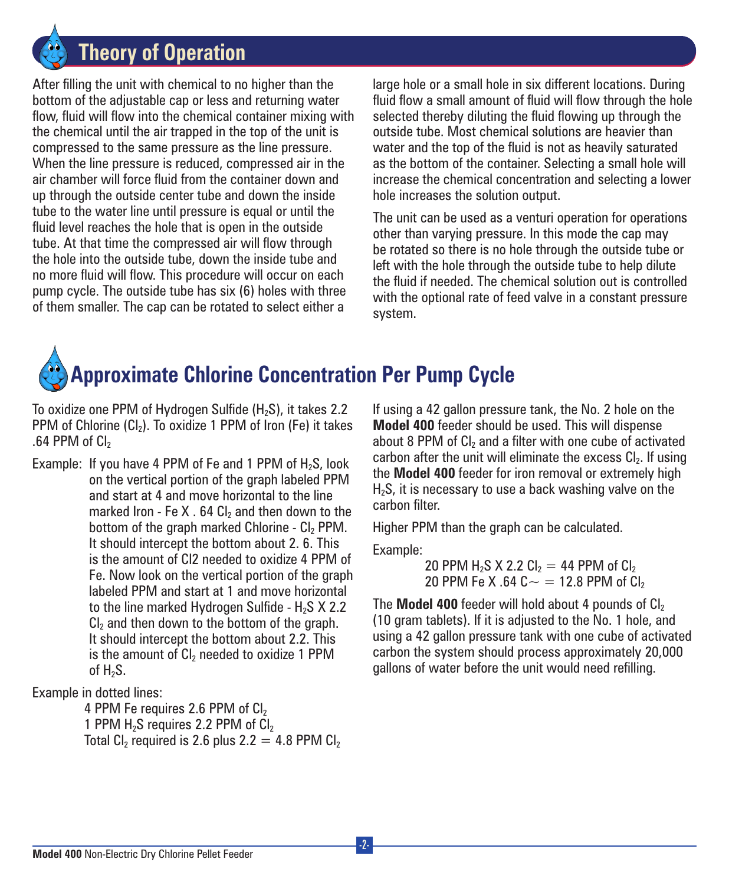# Theory of Operation

After filling the unit with chemical to no higher than the bottom of the adjustable cap or less and returning water flow, fluid will flow into the chemical container mixing with the chemical until the air trapped in the top of the unit is compressed to the same pressure as the line pressure. When the line pressure is reduced, compressed air in the air chamber will force fluid from the container down and up through the outside center tube and down the inside tube to the water line until pressure is equal or until the fluid level reaches the hole that is open in the outside tube. At that time the compressed air will flow through the hole into the outside tube, down the inside tube and no more fluid will flow. This procedure will occur on each pump cycle. The outside tube has six (6) holes with three of them smaller. The cap can be rotated to select either a large hole or a small hole in six different locations. During fluid flow a small amount of fluid will flow through the hole selected thereby diluting the fluid flowing up through the outside tube. Most chemical solutions are heavier than water and the top of the fluid is not as heavily saturated as the bottom of the container. Selecting a small hole will increase the chemical concentration and selecting a lower hole increases the solution output.

The unit can be used as a venturi operation for operations other than varying pressure. In this mode the cap may be rotated so there is no hole through the outside tube or left with the hole through the outside tube to help dilute the fluid if needed. The chemical solution out is controlled with the optional rate of feed valve in a constant pressure system.

# Approximate Chlorine Concentration Per Pump Cycle

To oxidize one PPM of Hydrogen Sulfide ($H_2S$), it takes 2.2 PPM of Chlorine ($Cl_2$). To oxidize 1 PPM of Iron (Fe) it takes .64 PPM of $Cl_2$

Example: If you have 4 PPM of Fe and 1 PPM of $H_2S$, look on the vertical portion of the graph labeled PPM and start at 4 and move horizontal to the line marked Iron - Fe X . 64 $Cl_2$ and then down to the bottom of the graph marked Chlorine - $Cl_2$ PPM. It should intercept the bottom about 2. 6. This is the amount of Cl2 needed to oxidize 4 PPM of Fe. Now look on the vertical portion of the graph labeled PPM and start at 1 and move horizontal to the line marked Hydrogen Sulfide - $H_2S$ X 2.2 $Cl_2$ and then down to the bottom of the graph. It should intercept the bottom about 2.2. This is the amount of $Cl_2$ needed to oxidize 1 PPM of $H_2S$.

Example in dotted lines:

4 PPM Fe requires 2.6 PPM of $Cl_2$
1 PPM $H_2S$ requires 2.2 PPM of $Cl_2$
Total $Cl_2$ required is 2.6 plus 2.2 = 4.8 PPM $Cl_2$

If using a 42 gallon pressure tank, the No. 2 hole on the **Model 400** feeder should be used. This will dispense about 8 PPM of $Cl_2$ and a filter with one cube of activated carbon after the unit will eliminate the excess $Cl_2$. If using the **Model 400** feeder for iron removal or extremely high $H_2S$, it is necessary to use a back washing valve on the carbon filter.

Higher PPM than the graph can be calculated.

Example:

20 PPM $H_2S$ X 2.2 $Cl_2$ = 44 PPM of $Cl_2$
20 PPM Fe X .64 C~ = 12.8 PPM of $Cl_2$

The **Model 400** feeder will hold about 4 pounds of $Cl_2$ (10 gram tablets). If it is adjusted to the No. 1 hole, and using a 42 gallon pressure tank with one cube of activated carbon the system should process approximately 20,000 gallons of water before the unit would need refilling.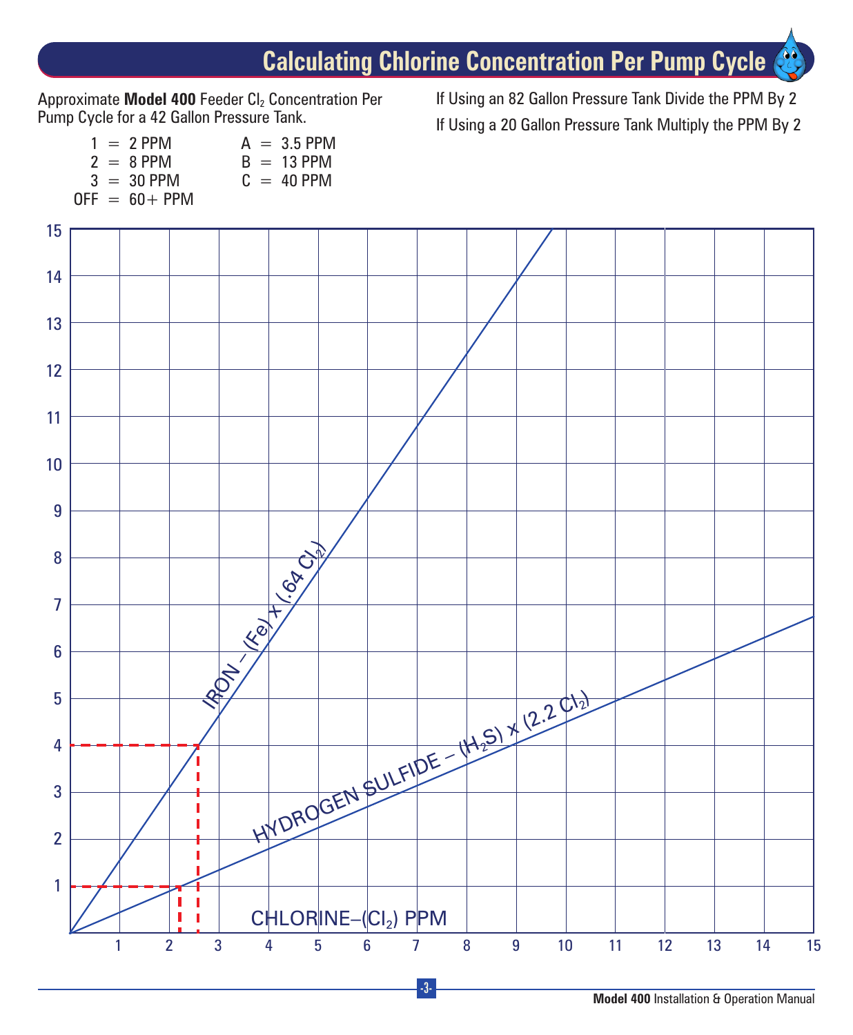# Calculating Chlorine Concentration Per Pump Cycle

Approximate **Model 400** Feeder $Cl_2$ Concentration Per Pump Cycle for a 42 Gallon Pressure Tank.

| | | |
|---|---|---|
| 1 = 2 PPM | | A = 3.5 PPM |
| 2 = 8 PPM | | B = 13 PPM |
| 3 = 30 PPM | | C = 40 PPM |
| OFF = 60+ PPM | | |

If Using an 82 Gallon Pressure Tank Divide the PPM By 2

If Using a 20 Gallon Pressure Tank Multiply the PPM By 2

IRON – (Fe) x (.64 $Cl_2$)

HYDROGEN SULFIDE – ($H_2S$) x (2.2 $Cl_2$)

CHLORINE–($Cl_2$) PPM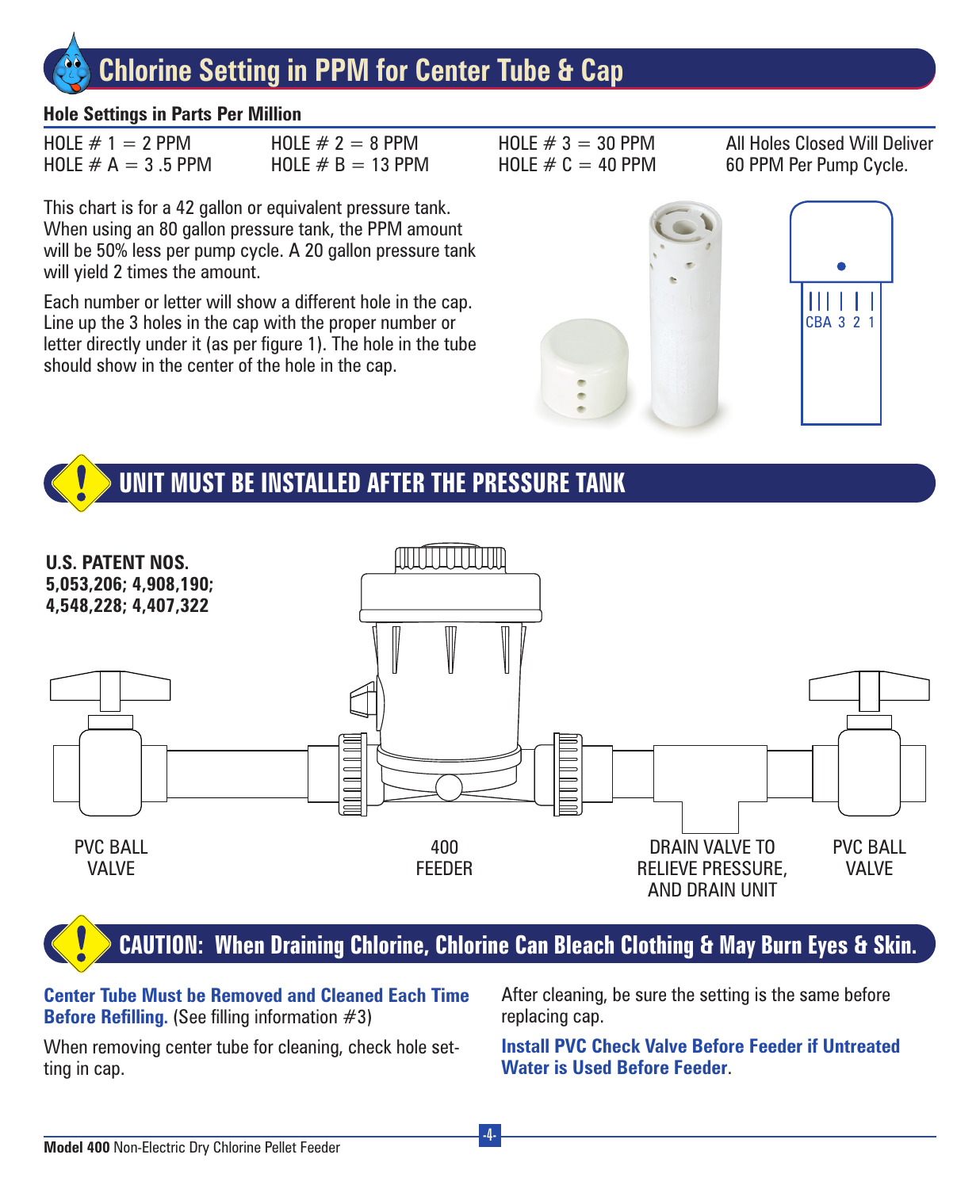# Chlorine Setting in PPM for Center Tube & Cap

**Hole Settings in Parts Per Million**

| | | | |
|---|---|---|---|
| HOLE # 1 = 2 PPM | HOLE # 2 = 8 PPM | HOLE # 3 = 30 PPM | All Holes Closed Will Deliver |
| HOLE # A = 3 .5 PPM | HOLE # B = 13 PPM | HOLE # C = 40 PPM | 60 PPM Per Pump Cycle. |

This chart is for a 42 gallon or equivalent pressure tank. When using an 80 gallon pressure tank, the PPM amount will be 50% less per pump cycle. A 20 gallon pressure tank will yield 2 times the amount.

Each number or letter will show a different hole in the cap. Line up the 3 holes in the cap with the proper number or letter directly under it (as per figure 1). The hole in the tube should show in the center of the hole in the cap.

CBA 3 2 1

# UNIT MUST BE INSTALLED AFTER THE PRESSURE TANK

**U.S. PATENT NOS. 5,053,206; 4,908,190; 4,548,228; 4,407,322**

PVC BALL VALVE

400 FEEDER

DRAIN VALVE TO RELIEVE PRESSURE, AND DRAIN UNIT

PVC BALL VALVE

# CAUTION: When Draining Chlorine, Chlorine Can Bleach Clothing & May Burn Eyes & Skin.

**Center Tube Must be Removed and Cleaned Each Time Before Refilling.** (See filling information #3)

When removing center tube for cleaning, check hole setting in cap.

After cleaning, be sure the setting is the same before replacing cap.

**Install PVC Check Valve Before Feeder if Untreated Water is Used Before Feeder.**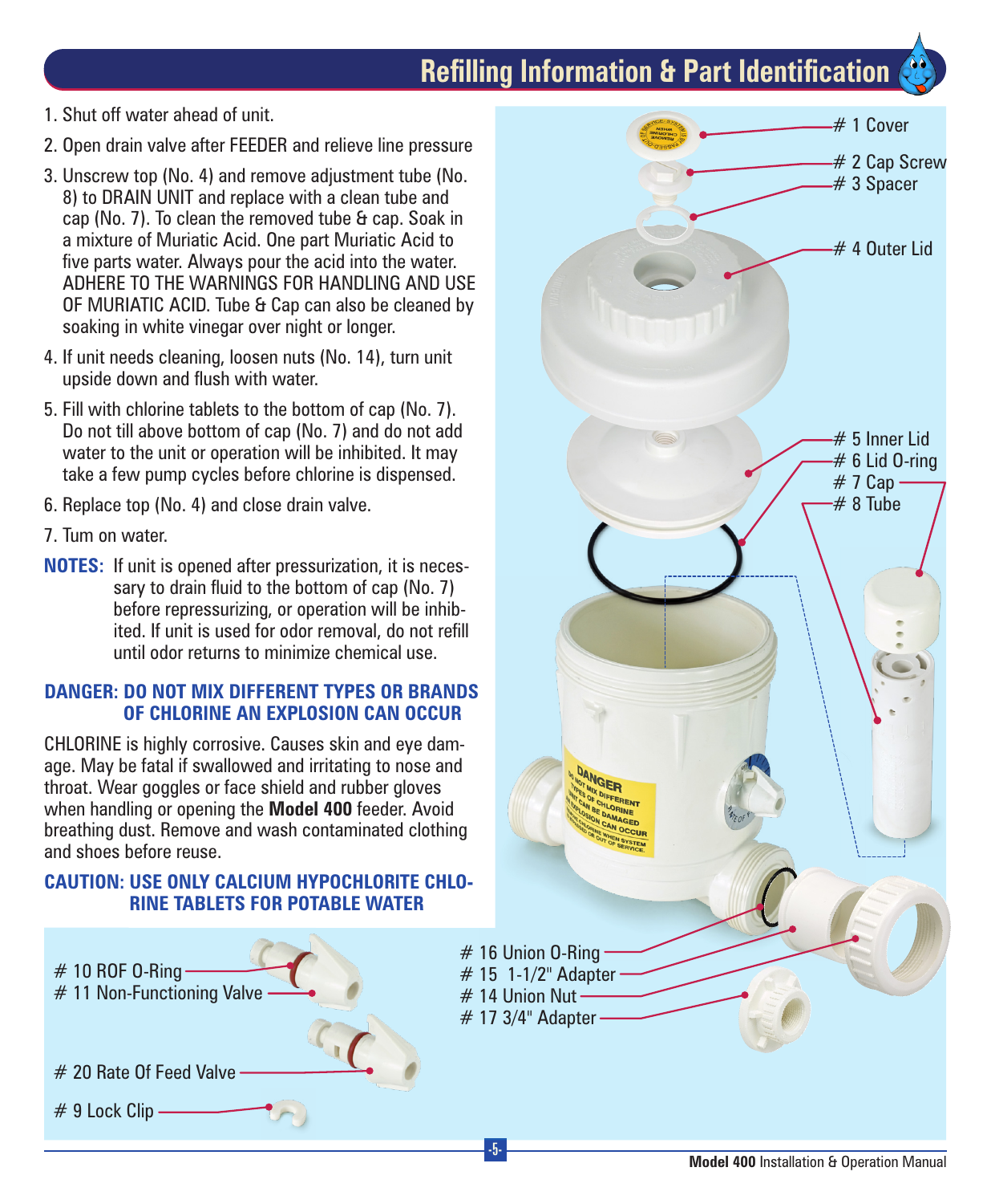# Refilling Information & Part Identification

1. Shut off water ahead of unit.
2. Open drain valve after FEEDER and relieve line pressure
3. Unscrew top (No. 4) and remove adjustment tube (No. 8) to DRAIN UNIT and replace with a clean tube and cap (No. 7). To clean the removed tube & cap. Soak in a mixture of Muriatic Acid. One part Muriatic Acid to five parts water. Always pour the acid into the water. ADHERE TO THE WARNINGS FOR HANDLING AND USE OF MURIATIC ACID. Tube & Cap can also be cleaned by soaking in white vinegar over night or longer.
4. If unit needs cleaning, loosen nuts (No. 14), turn unit upside down and flush with water.
5. Fill with chlorine tablets to the bottom of cap (No. 7). Do not till above bottom of cap (No. 7) and do not add water to the unit or operation will be inhibited. It may take a few pump cycles before chlorine is dispensed.
6. Replace top (No. 4) and close drain valve.
7. Turn on water.

**NOTES:** If unit is opened after pressurization, it is necessary to drain fluid to the bottom of cap (No. 7) before repressurizing, or operation will be inhibited. If unit is used for odor removal, do not refill until odor returns to minimize chemical use.

**DANGER: DO NOT MIX DIFFERENT TYPES OR BRANDS OF CHLORINE AN EXPLOSION CAN OCCUR**

CHLORINE is highly corrosive. Causes skin and eye damage. May be fatal if swallowed and irritating to nose and throat. Wear goggles or face shield and rubber gloves when handling or opening the **Model 400** feeder. Avoid breathing dust. Remove and wash contaminated clothing and shoes before reuse.

**CAUTION: USE ONLY CALCIUM HYPOCHLORITE CHLORINE TABLETS FOR POTABLE WATER**

- # 1 Cover
- # 2 Cap Screw
- # 3 Spacer
- # 4 Outer Lid
- # 5 Inner Lid
- # 6 Lid O-ring
- # 7 Cap
- # 8 Tube
- # 9 Lock Clip
- # 10 ROF O-Ring
- # 11 Non-Functioning Valve
- # 14 Union Nut
- # 15 1-1/2" Adapter
- # 16 Union O-Ring
- # 17 3/4" Adapter
- # 20 Rate Of Feed Valve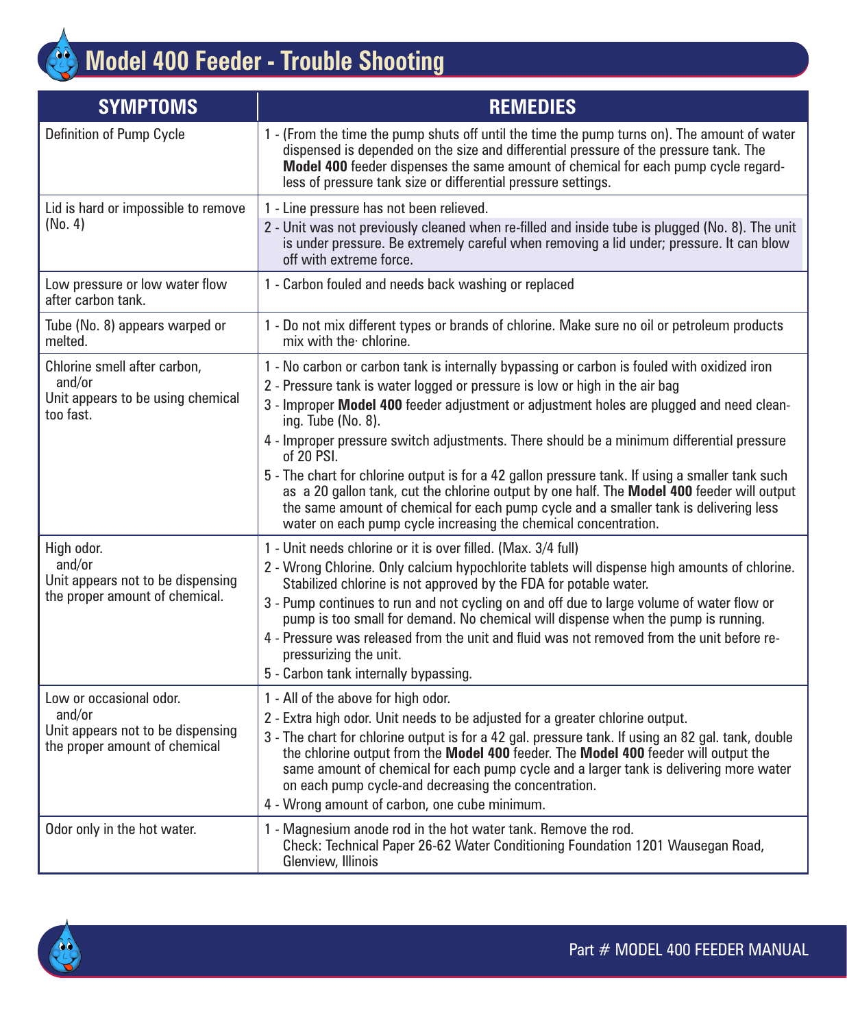# Model 400 Feeder - Trouble Shooting

| SYMPTOMS | REMEDIES |
|---|---|
| Definition of Pump Cycle | 1 - (From the time the pump shuts off until the time the pump turns on). The amount of water dispensed is depended on the size and differential pressure of the pressure tank. The **Model 400** feeder dispenses the same amount of chemical for each pump cycle regardless of pressure tank size or differential pressure settings. |
| Lid is hard or impossible to remove (No. 4) | 1 - Line pressure has not been relieved.<br>2 - Unit was not previously cleaned when re-filled and inside tube is plugged (No. 8). The unit is under pressure. Be extremely careful when removing a lid under; pressure. It can blow off with extreme force. |
| Low pressure or low water flow after carbon tank. | 1 - Carbon fouled and needs back washing or replaced |
| Tube (No. 8) appears warped or melted. | 1 - Do not mix different types or brands of chlorine. Make sure no oil or petroleum products mix with the· chlorine. |
| Chlorine smell after carbon, and/or Unit appears to be using chemical too fast. | 1 - No carbon or carbon tank is internally bypassing or carbon is fouled with oxidized iron<br>2 - Pressure tank is water logged or pressure is low or high in the air bag<br>3 - Improper **Model 400** feeder adjustment or adjustment holes are plugged and need cleaning. Tube (No. 8).<br>4 - Improper pressure switch adjustments. There should be a minimum differential pressure of 20 PSI.<br>5 - The chart for chlorine output is for a 42 gallon pressure tank. If using a smaller tank such as a 20 gallon tank, cut the chlorine output by one half. The **Model 400** feeder will output the same amount of chemical for each pump cycle and a smaller tank is delivering less water on each pump cycle increasing the chemical concentration. |
| High odor. and/or Unit appears not to be dispensing the proper amount of chemical. | 1 - Unit needs chlorine or it is over filled. (Max. 3/4 full)<br>2 - Wrong Chlorine. Only calcium hypochlorite tablets will dispense high amounts of chlorine. Stabilized chlorine is not approved by the FDA for potable water.<br>3 - Pump continues to run and not cycling on and off due to large volume of water flow or pump is too small for demand. No chemical will dispense when the pump is running.<br>4 - Pressure was released from the unit and fluid was not removed from the unit before re-pressurizing the unit.<br>5 - Carbon tank internally bypassing. |
| Low or occasional odor. and/or Unit appears not to be dispensing the proper amount of chemical | 1 - All of the above for high odor.<br>2 - Extra high odor. Unit needs to be adjusted for a greater chlorine output.<br>3 - The chart for chlorine output is for a 42 gal. pressure tank. If using an 82 gal. tank, double the chlorine output from the **Model 400** feeder. The **Model 400** feeder will output the same amount of chemical for each pump cycle and a larger tank is delivering more water on each pump cycle-and decreasing the concentration.<br>4 - Wrong amount of carbon, one cube minimum. |
| Odor only in the hot water. | 1 - Magnesium anode rod in the hot water tank. Remove the rod.<br>Check: Technical Paper 26-62 Water Conditioning Foundation 1201 Wausegan Road, Glenview, Illinois |

Part # MODEL 400 FEEDER MANUAL